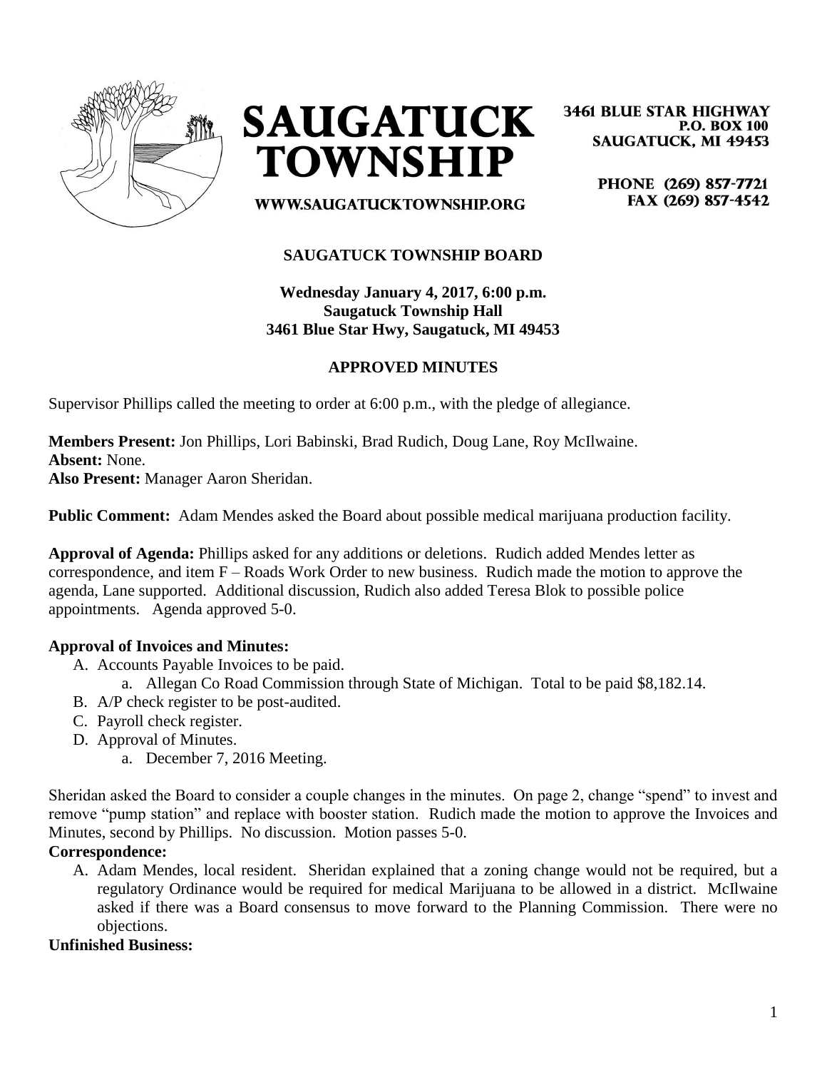# SAUGATUCK TOWNSHIP

3461 BLUE STAR HIGHWAY
P.O. BOX 100
SAUGATUCK, MI 49453

WWW.SAUGATUCKTOWNSHIP.ORG

PHONE (269) 857-7721
FAX (269) 857-4542

## SAUGATUCK TOWNSHIP BOARD

**Wednesday January 4, 2017, 6:00 p.m.**
**Saugatuck Township Hall**
**3461 Blue Star Hwy, Saugatuck, MI 49453**

### APPROVED MINUTES

Supervisor Phillips called the meeting to order at 6:00 p.m., with the pledge of allegiance.

**Members Present:** Jon Phillips, Lori Babinski, Brad Rudich, Doug Lane, Roy McIlwaine.
**Absent:** None.
**Also Present:** Manager Aaron Sheridan.

**Public Comment:** Adam Mendes asked the Board about possible medical marijuana production facility.

**Approval of Agenda:** Phillips asked for any additions or deletions. Rudich added Mendes letter as correspondence, and item F – Roads Work Order to new business. Rudich made the motion to approve the agenda, Lane supported. Additional discussion, Rudich also added Teresa Blok to possible police appointments. Agenda approved 5-0.

**Approval of Invoices and Minutes:**

- A. Accounts Payable Invoices to be paid.
  - a. Allegan Co Road Commission through State of Michigan. Total to be paid $8,182.14.
- B. A/P check register to be post-audited.
- C. Payroll check register.
- D. Approval of Minutes.
  - a. December 7, 2016 Meeting.

Sheridan asked the Board to consider a couple changes in the minutes. On page 2, change "spend" to invest and remove "pump station" and replace with booster station. Rudich made the motion to approve the Invoices and Minutes, second by Phillips. No discussion. Motion passes 5-0.

**Correspondence:**

- A. Adam Mendes, local resident. Sheridan explained that a zoning change would not be required, but a regulatory Ordinance would be required for medical Marijuana to be allowed in a district. McIlwaine asked if there was a Board consensus to move forward to the Planning Commission. There were no objections.

**Unfinished Business:**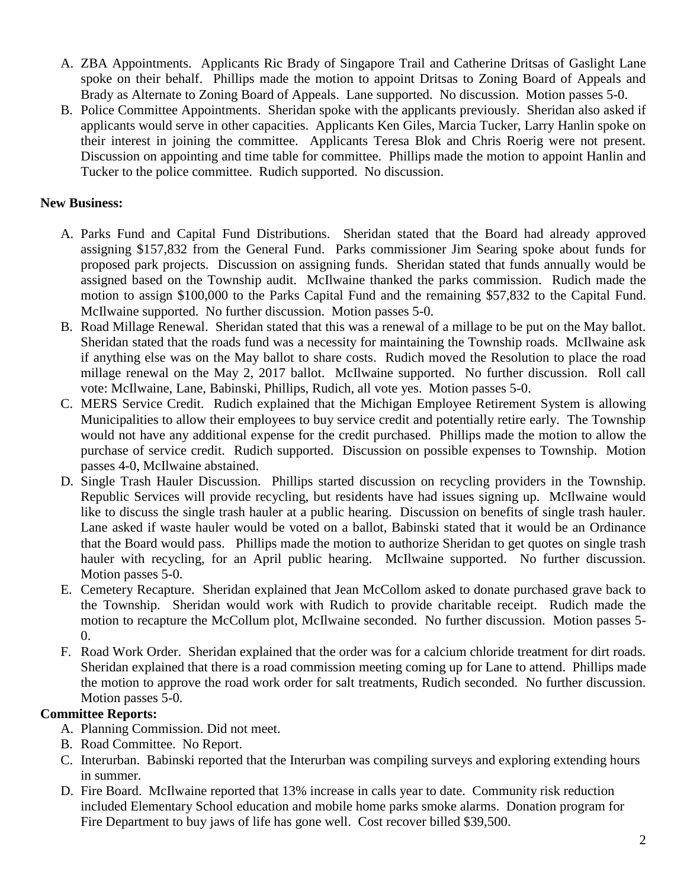A. ZBA Appointments. Applicants Ric Brady of Singapore Trail and Catherine Dritsas of Gaslight Lane spoke on their behalf. Phillips made the motion to appoint Dritsas to Zoning Board of Appeals and Brady as Alternate to Zoning Board of Appeals. Lane supported. No discussion. Motion passes 5-0.
B. Police Committee Appointments. Sheridan spoke with the applicants previously. Sheridan also asked if applicants would serve in other capacities. Applicants Ken Giles, Marcia Tucker, Larry Hanlin spoke on their interest in joining the committee. Applicants Teresa Blok and Chris Roerig were not present. Discussion on appointing and time table for committee. Phillips made the motion to appoint Hanlin and Tucker to the police committee. Rudich supported. No discussion.

**New Business:**

A. Parks Fund and Capital Fund Distributions. Sheridan stated that the Board had already approved assigning $157,832 from the General Fund. Parks commissioner Jim Searing spoke about funds for proposed park projects. Discussion on assigning funds. Sheridan stated that funds annually would be assigned based on the Township audit. McIlwaine thanked the parks commission. Rudich made the motion to assign $100,000 to the Parks Capital Fund and the remaining $57,832 to the Capital Fund. McIlwaine supported. No further discussion. Motion passes 5-0.
B. Road Millage Renewal. Sheridan stated that this was a renewal of a millage to be put on the May ballot. Sheridan stated that the roads fund was a necessity for maintaining the Township roads. McIlwaine ask if anything else was on the May ballot to share costs. Rudich moved the Resolution to place the road millage renewal on the May 2, 2017 ballot. McIlwaine supported. No further discussion. Roll call vote: McIlwaine, Lane, Babinski, Phillips, Rudich, all vote yes. Motion passes 5-0.
C. MERS Service Credit. Rudich explained that the Michigan Employee Retirement System is allowing Municipalities to allow their employees to buy service credit and potentially retire early. The Township would not have any additional expense for the credit purchased. Phillips made the motion to allow the purchase of service credit. Rudich supported. Discussion on possible expenses to Township. Motion passes 4-0, McIlwaine abstained.
D. Single Trash Hauler Discussion. Phillips started discussion on recycling providers in the Township. Republic Services will provide recycling, but residents have had issues signing up. McIlwaine would like to discuss the single trash hauler at a public hearing. Discussion on benefits of single trash hauler. Lane asked if waste hauler would be voted on a ballot, Babinski stated that it would be an Ordinance that the Board would pass. Phillips made the motion to authorize Sheridan to get quotes on single trash hauler with recycling, for an April public hearing. McIlwaine supported. No further discussion. Motion passes 5-0.
E. Cemetery Recapture. Sheridan explained that Jean McCollom asked to donate purchased grave back to the Township. Sheridan would work with Rudich to provide charitable receipt. Rudich made the motion to recapture the McCollum plot, McIlwaine seconded. No further discussion. Motion passes 5-0.
F. Road Work Order. Sheridan explained that the order was for a calcium chloride treatment for dirt roads. Sheridan explained that there is a road commission meeting coming up for Lane to attend. Phillips made the motion to approve the road work order for salt treatments, Rudich seconded. No further discussion. Motion passes 5-0.

**Committee Reports:**

A. Planning Commission. Did not meet.
B. Road Committee. No Report.
C. Interurban. Babinski reported that the Interurban was compiling surveys and exploring extending hours in summer.
D. Fire Board. McIlwaine reported that 13% increase in calls year to date. Community risk reduction included Elementary School education and mobile home parks smoke alarms. Donation program for Fire Department to buy jaws of life has gone well. Cost recover billed $39,500.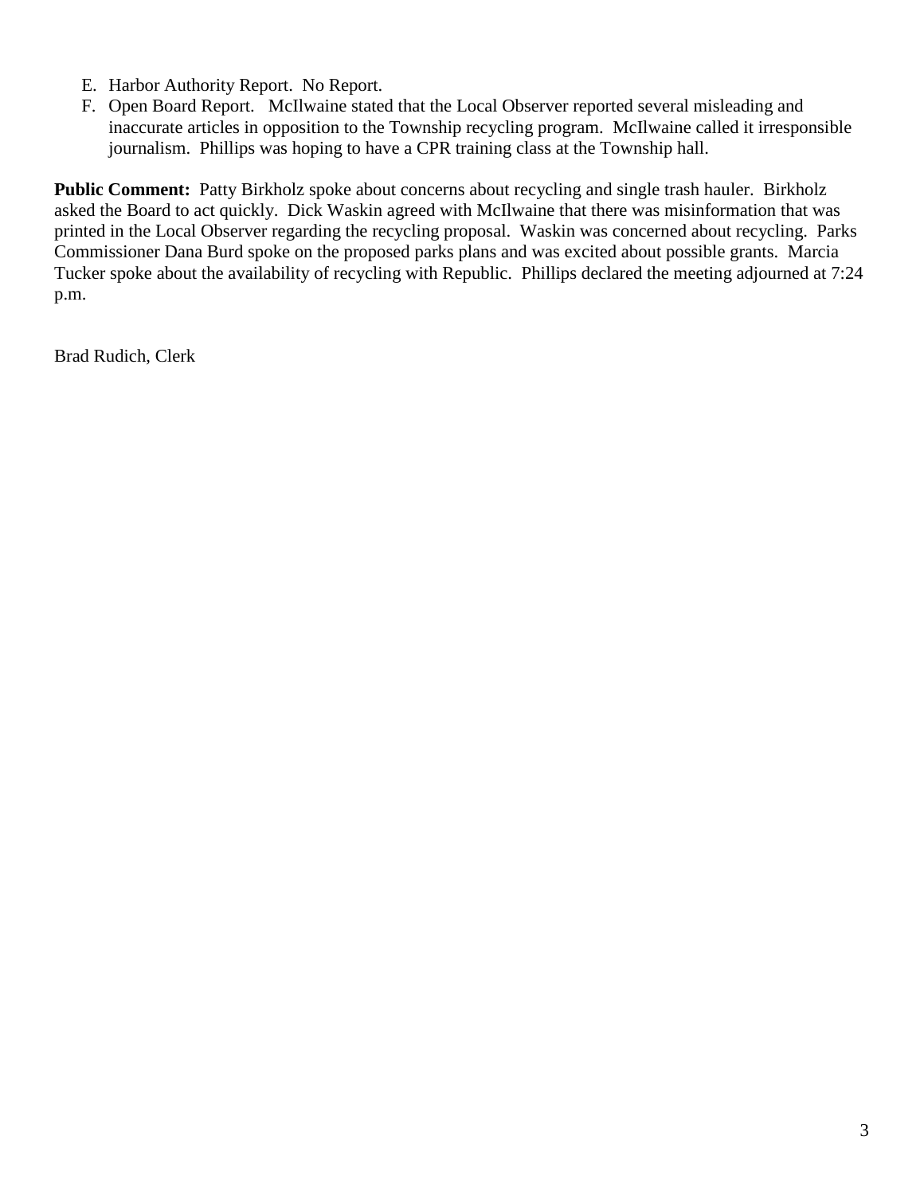E. Harbor Authority Report. No Report.
F. Open Board Report. McIlwaine stated that the Local Observer reported several misleading and inaccurate articles in opposition to the Township recycling program. McIlwaine called it irresponsible journalism. Phillips was hoping to have a CPR training class at the Township hall.

**Public Comment:** Patty Birkholz spoke about concerns about recycling and single trash hauler. Birkholz asked the Board to act quickly. Dick Waskin agreed with McIlwaine that there was misinformation that was printed in the Local Observer regarding the recycling proposal. Waskin was concerned about recycling. Parks Commissioner Dana Burd spoke on the proposed parks plans and was excited about possible grants. Marcia Tucker spoke about the availability of recycling with Republic. Phillips declared the meeting adjourned at 7:24 p.m.

Brad Rudich, Clerk